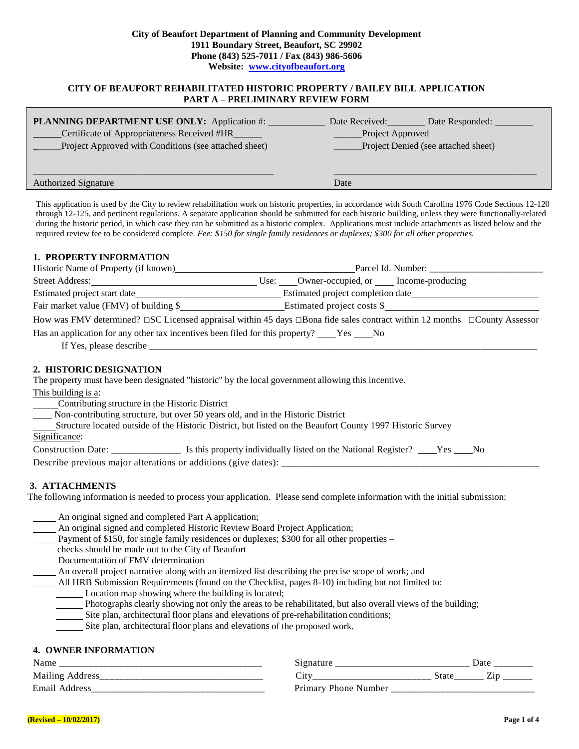**City of Beaufort Department of Planning and Community Development**
**1911 Boundary Street, Beaufort, SC 29902**
**Phone (843) 525-7011 / Fax (843) 986-5606**
**Website: [www.cityofbeaufort.org](http://www.cityofbeaufort.org)**

## CITY OF BEAUFORT REHABILITATED HISTORIC PROPERTY / BAILEY BILL APPLICATION
## PART A – PRELIMINARY REVIEW FORM

**PLANNING DEPARTMENT USE ONLY:** Application #: ___________ Date Received:________ Date Responded: ________

______Certificate of Appropriateness Received #HR______ ______Project Approved

______Project Approved with Conditions (see attached sheet) ______Project Denied (see attached sheet)

_________________________________________________ _________________________________________

Authorized Signature Date

This application is used by the City to review rehabilitation work on historic properties, in accordance with South Carolina 1976 Code Sections 12-120 through 12-125, and pertinent regulations. A separate application should be submitted for each historic building, unless they were functionally-related during the historic period, in which case they can be submitted as a historic complex. Applications must include attachments as listed below and the required review fee to be considered complete. *Fee: $150 for single family residences or duplexes; $300 for all other properties.*

### 1. PROPERTY INFORMATION

Historic Name of Property (if known)_________________________________ Parcel Id. Number: ________________________

Street Address:_________________________________ Use: ____Owner-occupied, or ____ Income-producing

Estimated project start date_____________________________ Estimated project completion date_____________________________

Fair market value (FMV) of building $____________________ Estimated project costs $_____________________________

How was FMV determined? □SC Licensed appraisal within 45 days □Bona fide sales contract within 12 months □County Assessor

Has an application for any other tax incentives been filed for this property? ____Yes ____No

If Yes, please describe _______________________________________________________________________________

### 2. HISTORIC DESIGNATION

The property must have been designated "historic" by the local government allowing this incentive.

This building is a:

_____Contributing structure in the Historic District

____ Non-contributing structure, but over 50 years old, and in the Historic District

_____Structure located outside of the Historic District, but listed on the Beaufort County 1997 Historic Survey

Significance:

Construction Date: ______________ Is this property individually listed on the National Register? ____Yes ____No

Describe previous major alterations or additions (give dates): ______________________________________________________

### 3. ATTACHMENTS

The following information is needed to process your application. Please send complete information with the initial submission:

- _____ An original signed and completed Part A application;
- _____ An original signed and completed Historic Review Board Project Application;
- _____ Payment of $150, for single family residences or duplexes; $300 for all other properties – checks should be made out to the City of Beaufort
- _____ Documentation of FMV determination
- _____ An overall project narrative along with an itemized list describing the precise scope of work; and
- _____ All HRB Submission Requirements (found on the Checklist, pages 8-10) including but not limited to:
  - ______ Location map showing where the building is located;
  - ______ Photographs clearly showing not only the areas to be rehabilitated, but also overall views of the building;
  - ______ Site plan, architectural floor plans and elevations of pre-rehabilitation conditions;
  - ______ Site plan, architectural floor plans and elevations of the proposed work.

### 4. OWNER INFORMATION

Name _________________________________________ Signature ___________________________ Date ________

Mailing Address_________________________________ City________________________ State______ Zip ______

Email Address__________________________________ Primary Phone Number ____________________________

(Revised – 10/02/2017)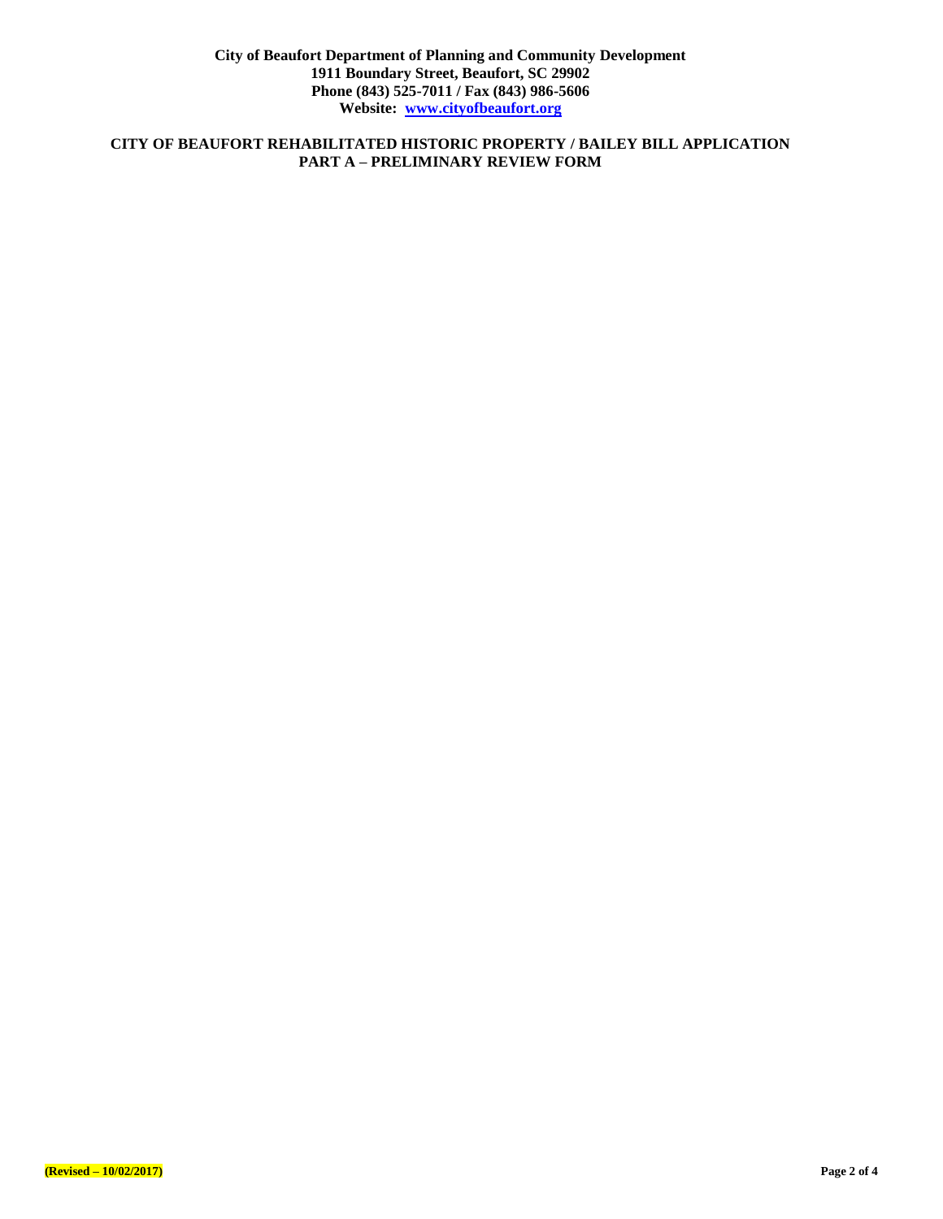**City of Beaufort Department of Planning and Community Development**
**1911 Boundary Street, Beaufort, SC 29902**
**Phone (843) 525-7011 / Fax (843) 986-5606**
**Website: [www.cityofbeaufort.org](http://www.cityofbeaufort.org)**

## CITY OF BEAUFORT REHABILITATED HISTORIC PROPERTY / BAILEY BILL APPLICATION
## PART A – PRELIMINARY REVIEW FORM

**(Revised – 10/02/2017)**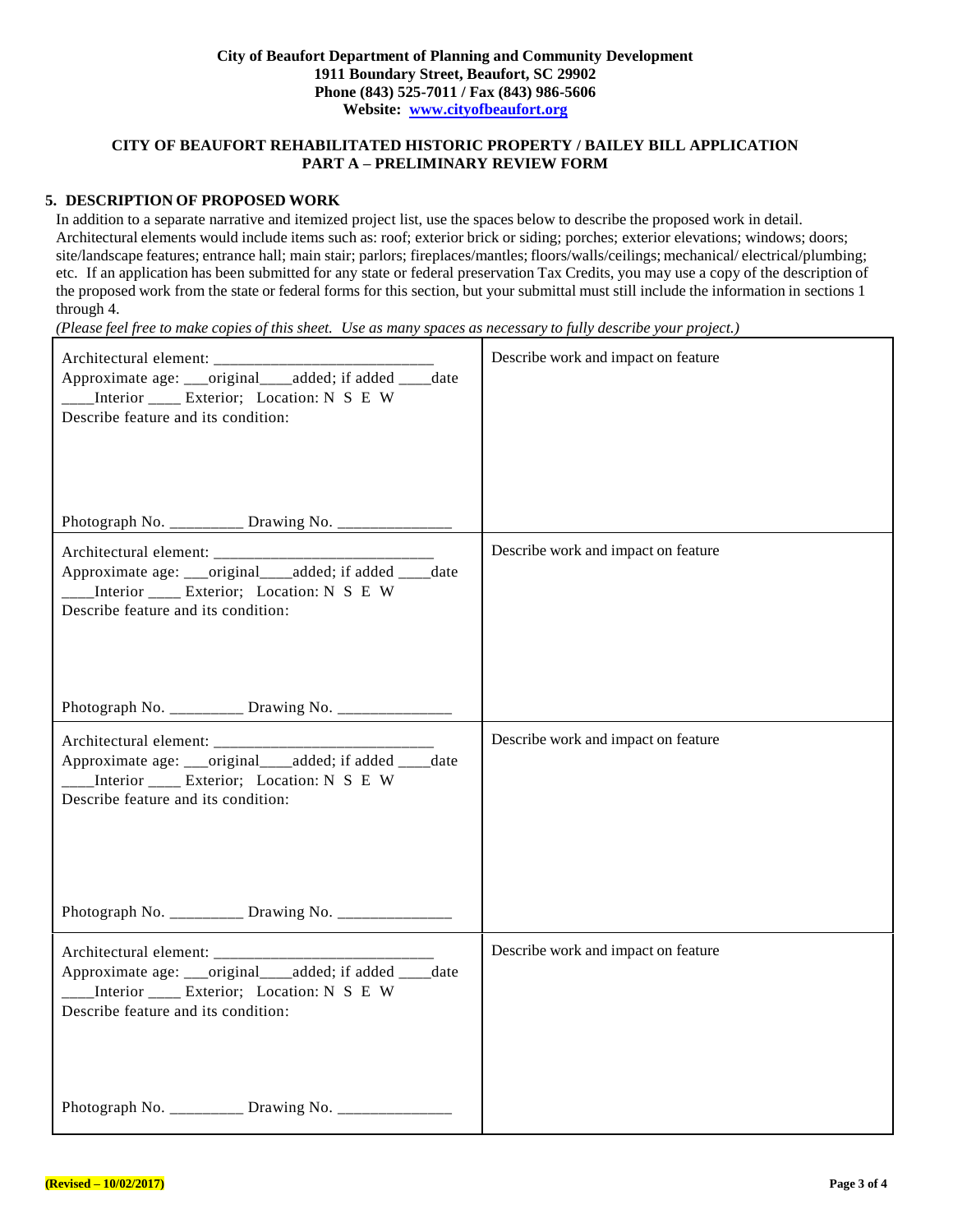**City of Beaufort Department of Planning and Community Development**
**1911 Boundary Street, Beaufort, SC 29902**
**Phone (843) 525-7011 / Fax (843) 986-5606**
**Website: [www.cityofbeaufort.org](http://www.cityofbeaufort.org)**

## CITY OF BEAUFORT REHABILITATED HISTORIC PROPERTY / BAILEY BILL APPLICATION
## PART A – PRELIMINARY REVIEW FORM

### 5. DESCRIPTION OF PROPOSED WORK

In addition to a separate narrative and itemized project list, use the spaces below to describe the proposed work in detail. Architectural elements would include items such as: roof; exterior brick or siding; porches; exterior elevations; windows; doors; site/landscape features; entrance hall; main stair; parlors; fireplaces/mantles; floors/walls/ceilings; mechanical/ electrical/plumbing; etc. If an application has been submitted for any state or federal preservation Tax Credits, you may use a copy of the description of the proposed work from the state or federal forms for this section, but your submittal must still include the information in sections 1 through 4.

*(Please feel free to make copies of this sheet. Use as many spaces as necessary to fully describe your project.)*

| | |
|---|---|
| Architectural element: ____________________________<br>Approximate age: ___original____added; if added ____date<br>____Interior ____ Exterior; Location: N S E W<br>Describe feature and its condition:<br><br><br><br>Photograph No. _________ Drawing No. ______________ | Describe work and impact on feature |
| Architectural element: ____________________________<br>Approximate age: ___original____added; if added ____date<br>____Interior ____ Exterior; Location: N S E W<br>Describe feature and its condition:<br><br><br><br>Photograph No. _________ Drawing No. ______________ | Describe work and impact on feature |
| Architectural element: ____________________________<br>Approximate age: ___original____added; if added ____date<br>____Interior ____ Exterior; Location: N S E W<br>Describe feature and its condition:<br><br><br><br>Photograph No. _________ Drawing No. ______________ | Describe work and impact on feature |
| Architectural element: ____________________________<br>Approximate age: ___original____added; if added ____date<br>____Interior ____ Exterior; Location: N S E W<br>Describe feature and its condition:<br><br><br><br>Photograph No. _________ Drawing No. ______________ | Describe work and impact on feature |

**(Revised – 10/02/2017)**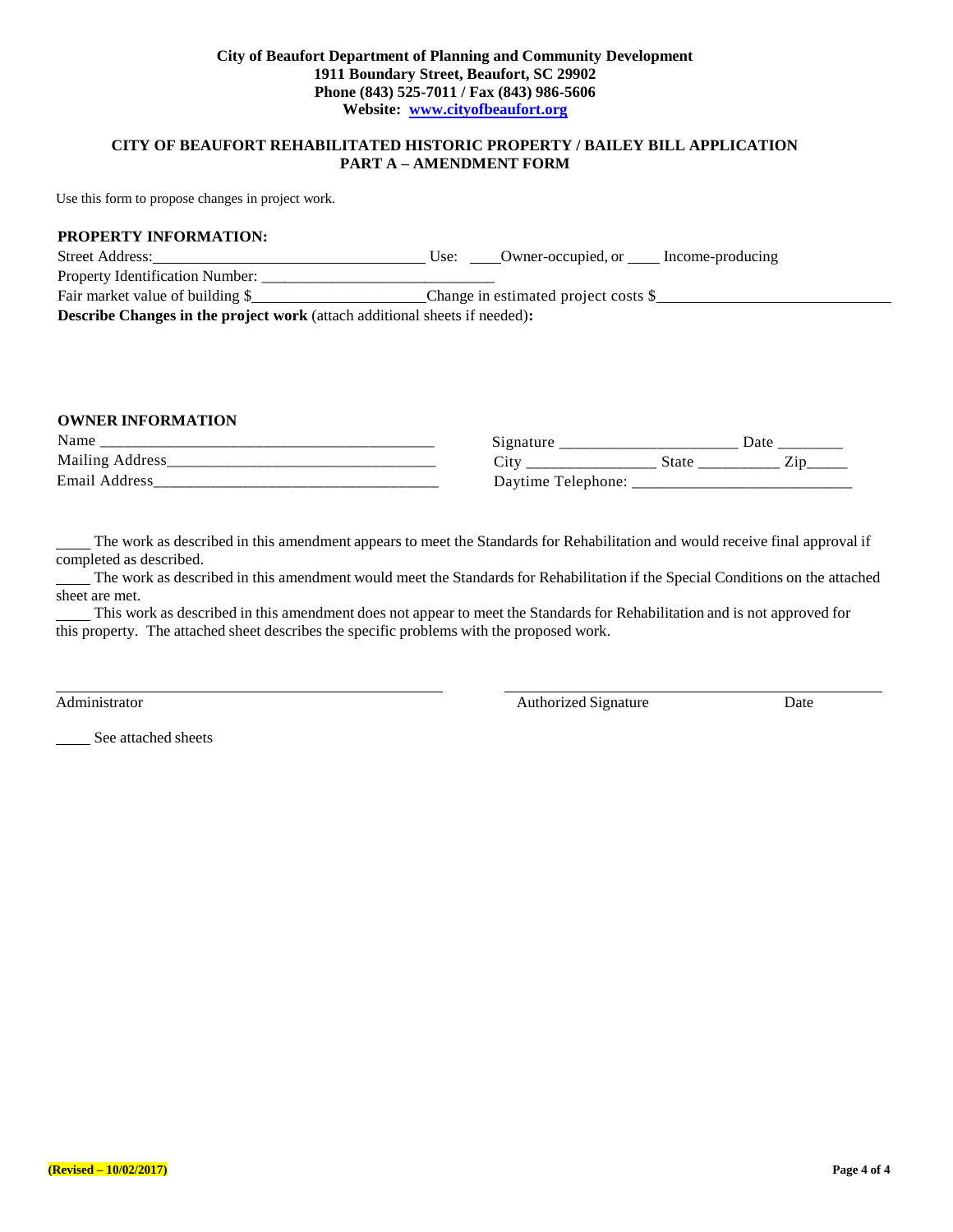**City of Beaufort Department of Planning and Community Development**
**1911 Boundary Street, Beaufort, SC 29902**
**Phone (843) 525-7011 / Fax (843) 986-5606**
**Website: [www.cityofbeaufort.org](http://www.cityofbeaufort.org)**

## CITY OF BEAUFORT REHABILITATED HISTORIC PROPERTY / BAILEY BILL APPLICATION
## PART A – AMENDMENT FORM

Use this form to propose changes in project work.

### PROPERTY INFORMATION:

Street Address:_________________________________ Use: ____Owner-occupied, or ____ Income-producing

Property Identification Number: ______________________________

Fair market value of building $______________________Change in estimated project costs $______________________________

**Describe Changes in the project work** (attach additional sheets if needed)**:**

### OWNER INFORMATION

Name ________________________________________

Mailing Address_________________________________

Email Address___________________________________

Signature ______________________ Date ________

City ________________ State __________ Zip_____

Daytime Telephone: ___________________________

____ The work as described in this amendment appears to meet the Standards for Rehabilitation and would receive final approval if completed as described.

____ The work as described in this amendment would meet the Standards for Rehabilitation if the Special Conditions on the attached sheet are met.

____ This work as described in this amendment does not appear to meet the Standards for Rehabilitation and is not approved for this property. The attached sheet describes the specific problems with the proposed work.

_____________________________________________

Administrator

_____________________________________________

Authorized Signature Date

____ See attached sheets

**(Revised – 10/02/2017)**